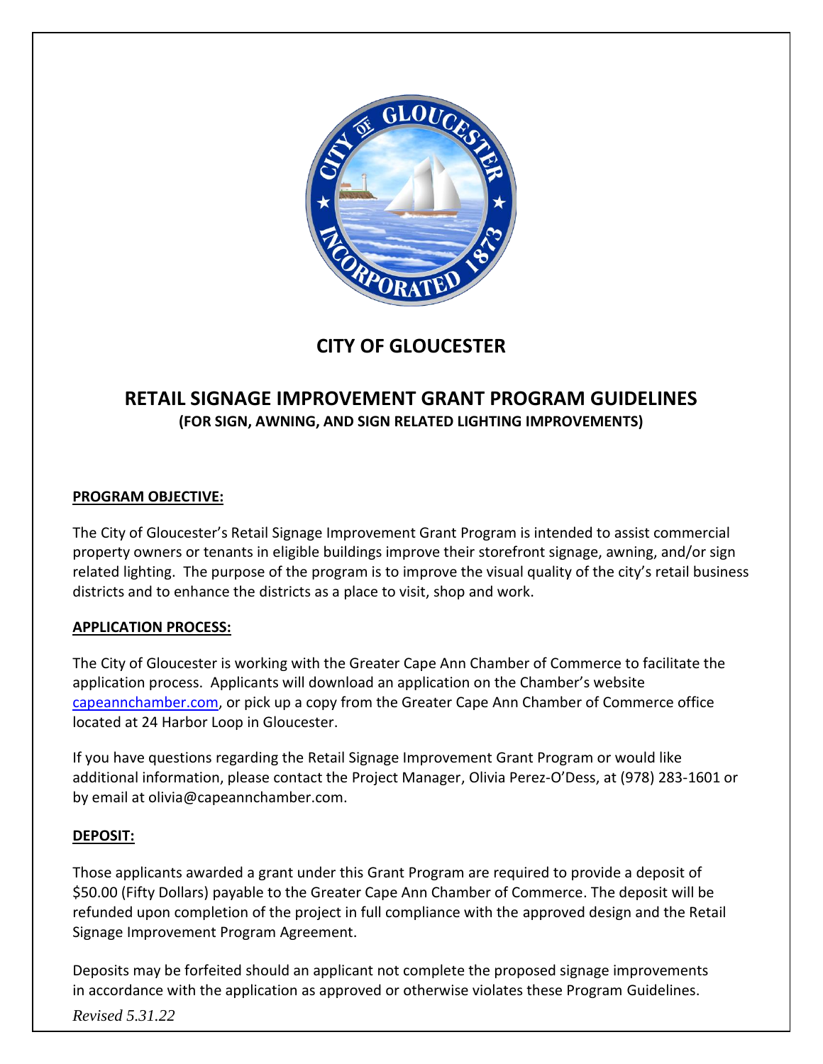# CITY OF GLOUCESTER

## RETAIL SIGNAGE IMPROVEMENT GRANT PROGRAM GUIDELINES

**(FOR SIGN, AWNING, AND SIGN RELATED LIGHTING IMPROVEMENTS)**

### PROGRAM OBJECTIVE:

The City of Gloucester's Retail Signage Improvement Grant Program is intended to assist commercial property owners or tenants in eligible buildings improve their storefront signage, awning, and/or sign related lighting. The purpose of the program is to improve the visual quality of the city's retail business districts and to enhance the districts as a place to visit, shop and work.

### APPLICATION PROCESS:

The City of Gloucester is working with the Greater Cape Ann Chamber of Commerce to facilitate the application process. Applicants will download an application on the Chamber's website capeannchamber.com, or pick up a copy from the Greater Cape Ann Chamber of Commerce office located at 24 Harbor Loop in Gloucester.

If you have questions regarding the Retail Signage Improvement Grant Program or would like additional information, please contact the Project Manager, Olivia Perez-O'Dess, at (978) 283-1601 or by email at olivia@capeannchamber.com.

### DEPOSIT:

Those applicants awarded a grant under this Grant Program are required to provide a deposit of $50.00 (Fifty Dollars) payable to the Greater Cape Ann Chamber of Commerce. The deposit will be refunded upon completion of the project in full compliance with the approved design and the Retail Signage Improvement Program Agreement.

Deposits may be forfeited should an applicant not complete the proposed signage improvements in accordance with the application as approved or otherwise violates these Program Guidelines.

*Revised 5.31.22*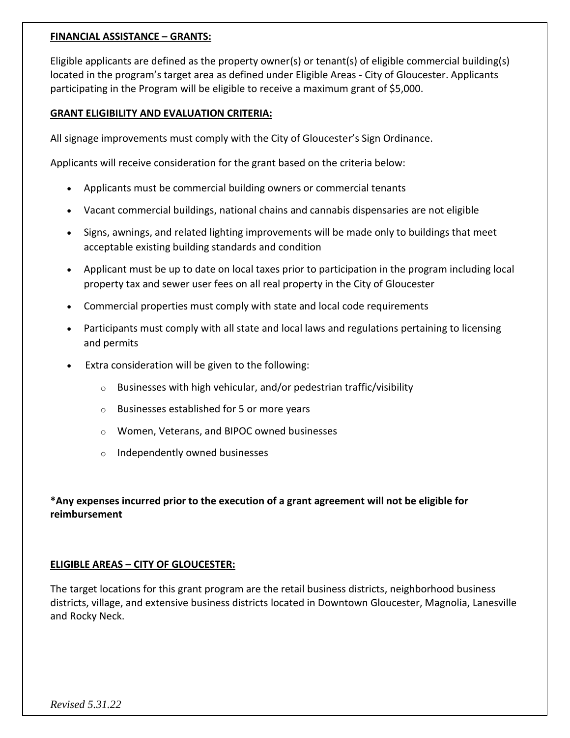**FINANCIAL ASSISTANCE – GRANTS:**

Eligible applicants are defined as the property owner(s) or tenant(s) of eligible commercial building(s) located in the program's target area as defined under Eligible Areas - City of Gloucester. Applicants participating in the Program will be eligible to receive a maximum grant of $5,000.

**GRANT ELIGIBILITY AND EVALUATION CRITERIA:**

All signage improvements must comply with the City of Gloucester's Sign Ordinance.

Applicants will receive consideration for the grant based on the criteria below:

- Applicants must be commercial building owners or commercial tenants
- Vacant commercial buildings, national chains and cannabis dispensaries are not eligible
- Signs, awnings, and related lighting improvements will be made only to buildings that meet acceptable existing building standards and condition
- Applicant must be up to date on local taxes prior to participation in the program including local property tax and sewer user fees on all real property in the City of Gloucester
- Commercial properties must comply with state and local code requirements
- Participants must comply with all state and local laws and regulations pertaining to licensing and permits
- Extra consideration will be given to the following:
  - Businesses with high vehicular, and/or pedestrian traffic/visibility
  - Businesses established for 5 or more years
  - Women, Veterans, and BIPOC owned businesses
  - Independently owned businesses

**\*Any expenses incurred prior to the execution of a grant agreement will not be eligible for reimbursement**

**ELIGIBLE AREAS – CITY OF GLOUCESTER:**

The target locations for this grant program are the retail business districts, neighborhood business districts, village, and extensive business districts located in Downtown Gloucester, Magnolia, Lanesville and Rocky Neck.

*Revised 5.31.22*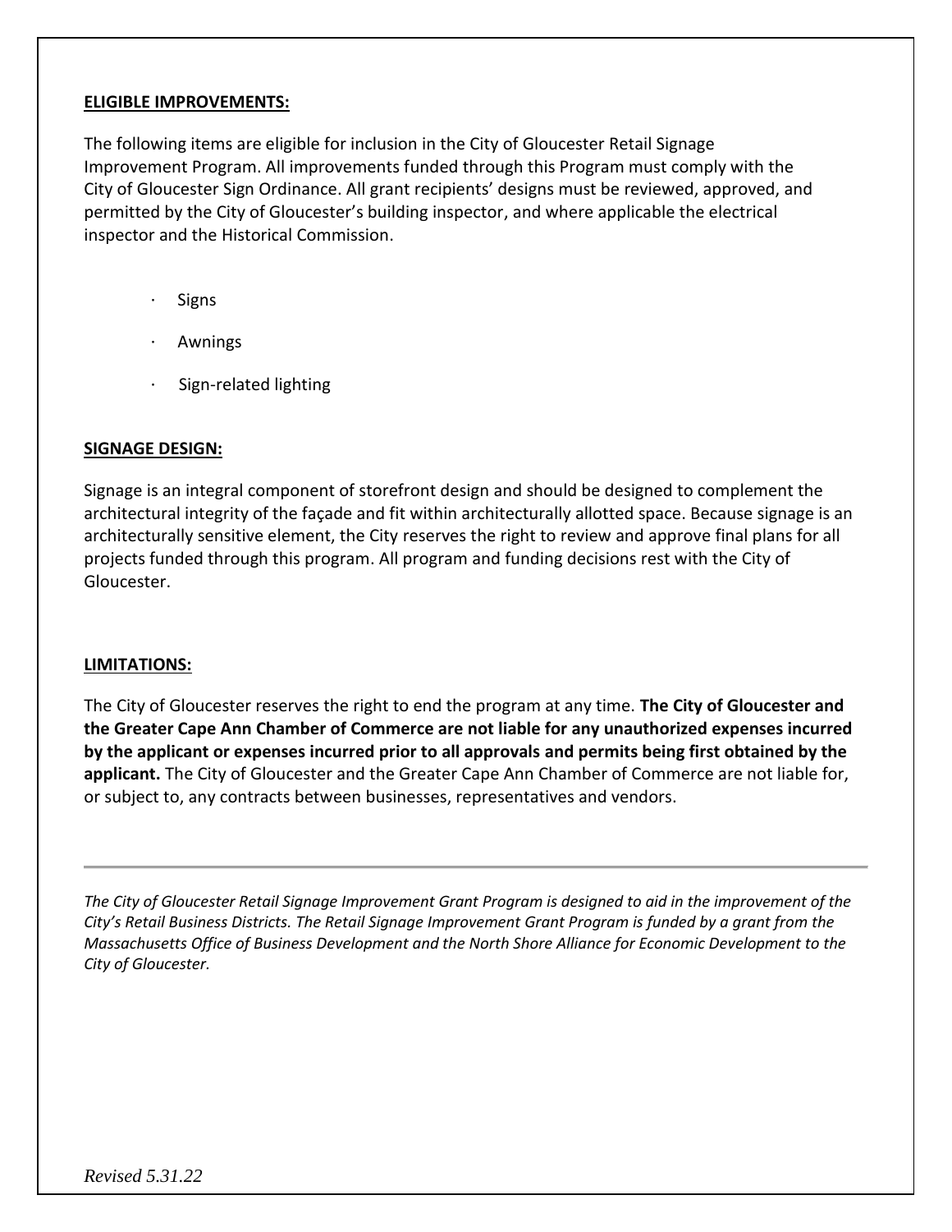**ELIGIBLE IMPROVEMENTS:**

The following items are eligible for inclusion in the City of Gloucester Retail Signage Improvement Program. All improvements funded through this Program must comply with the City of Gloucester Sign Ordinance. All grant recipients' designs must be reviewed, approved, and permitted by the City of Gloucester's building inspector, and where applicable the electrical inspector and the Historical Commission.

- Signs
- Awnings
- Sign-related lighting

**SIGNAGE DESIGN:**

Signage is an integral component of storefront design and should be designed to complement the architectural integrity of the façade and fit within architecturally allotted space. Because signage is an architecturally sensitive element, the City reserves the right to review and approve final plans for all projects funded through this program. All program and funding decisions rest with the City of Gloucester.

**LIMITATIONS:**

The City of Gloucester reserves the right to end the program at any time. **The City of Gloucester and the Greater Cape Ann Chamber of Commerce are not liable for any unauthorized expenses incurred by the applicant or expenses incurred prior to all approvals and permits being first obtained by the applicant.** The City of Gloucester and the Greater Cape Ann Chamber of Commerce are not liable for, or subject to, any contracts between businesses, representatives and vendors.

---

*The City of Gloucester Retail Signage Improvement Grant Program is designed to aid in the improvement of the City's Retail Business Districts. The Retail Signage Improvement Grant Program is funded by a grant from the Massachusetts Office of Business Development and the North Shore Alliance for Economic Development to the City of Gloucester.*

*Revised 5.31.22*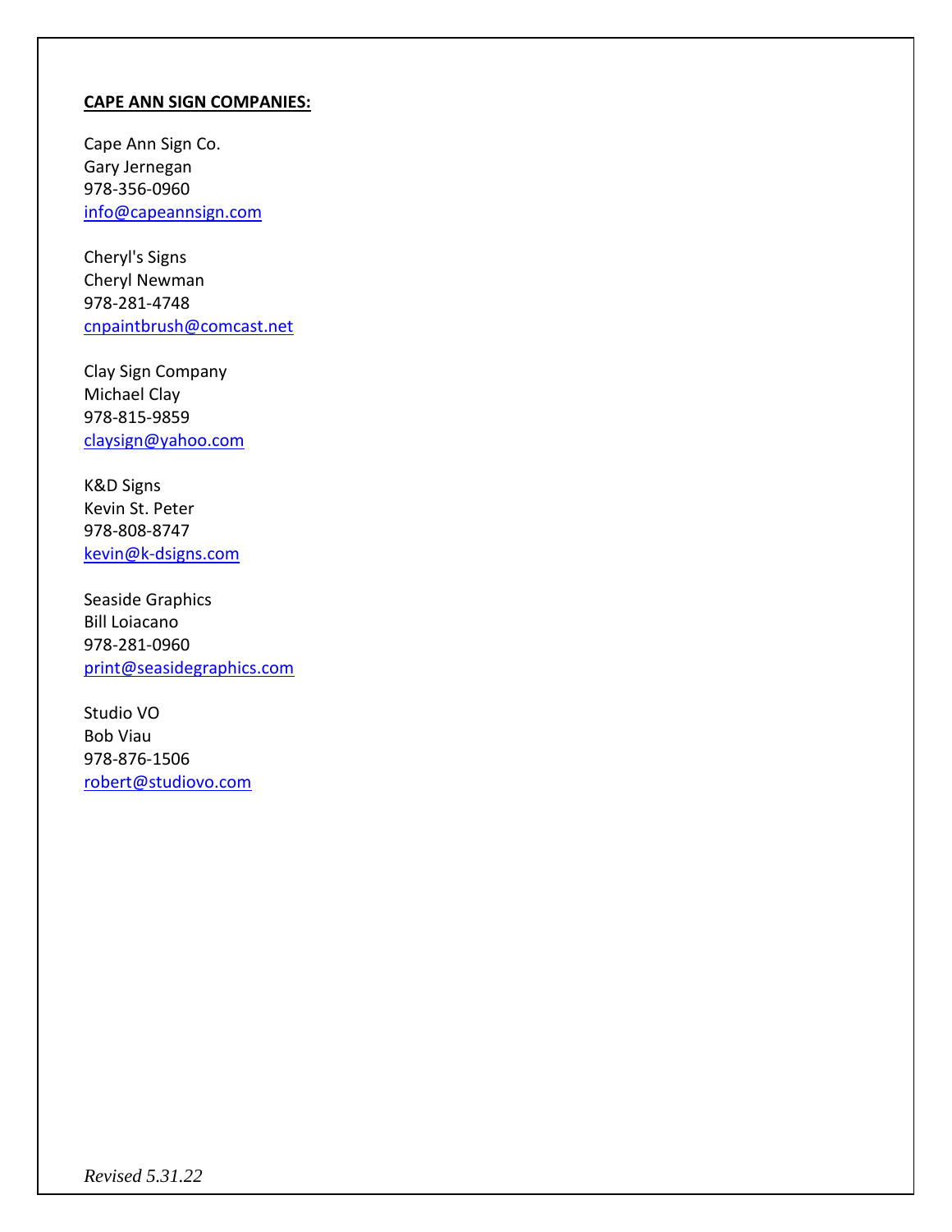**CAPE ANN SIGN COMPANIES:**

Cape Ann Sign Co.
Gary Jernegan
978-356-0960
info@capeannsign.com

Cheryl's Signs
Cheryl Newman
978-281-4748
cnpaintbrush@comcast.net

Clay Sign Company
Michael Clay
978-815-9859
claysign@yahoo.com

K&D Signs
Kevin St. Peter
978-808-8747
kevin@k-dsigns.com

Seaside Graphics
Bill Loiacano
978-281-0960
print@seasidegraphics.com

Studio VO
Bob Viau
978-876-1506
robert@studiovo.com

*Revised 5.31.22*